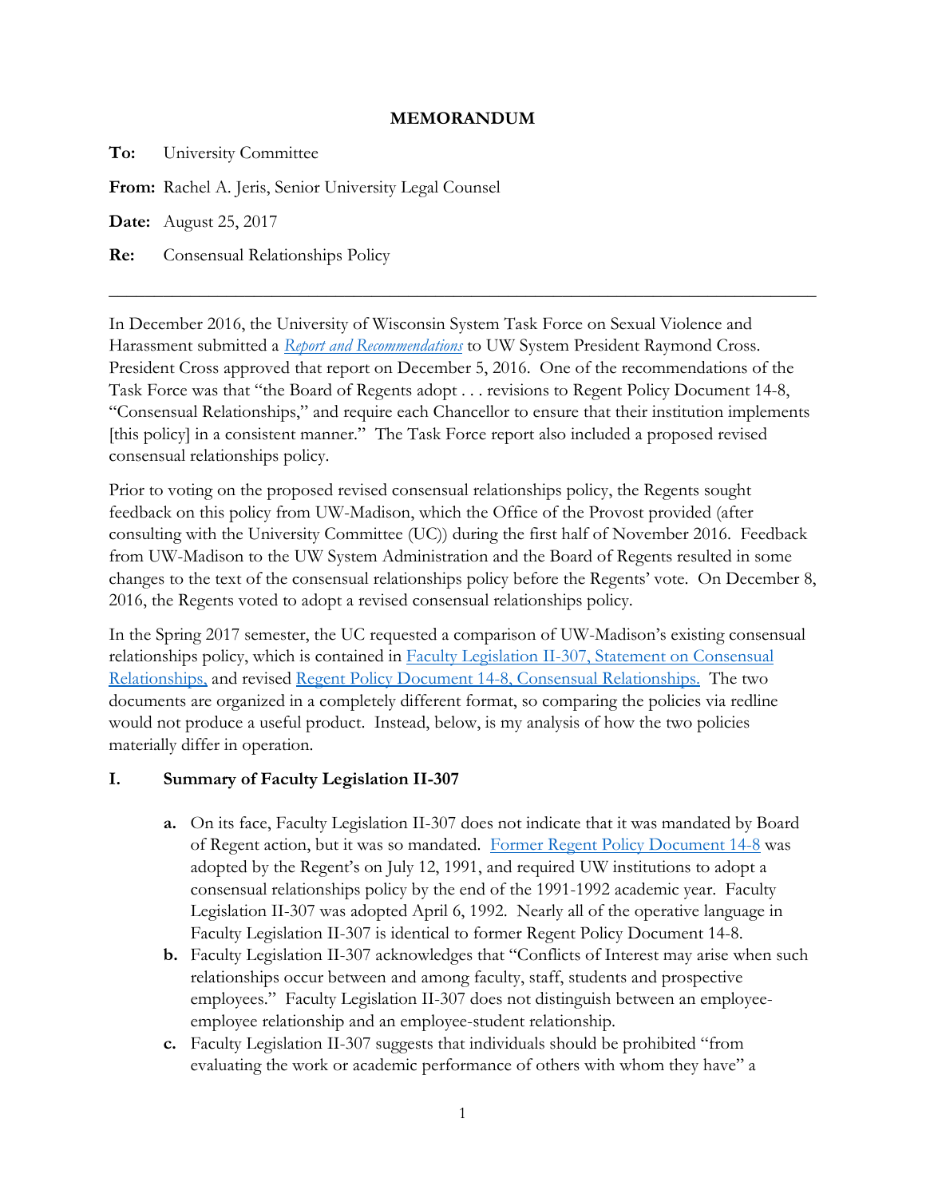**MEMORANDUM**

**To:** University Committee

**From:** Rachel A. Jeris, Senior University Legal Counsel

**Date:** August 25, 2017

**Re:** Consensual Relationships Policy

---

In December 2016, the University of Wisconsin System Task Force on Sexual Violence and Harassment submitted a *Report and Recommendations* to UW System President Raymond Cross. President Cross approved that report on December 5, 2016. One of the recommendations of the Task Force was that "the Board of Regents adopt . . . revisions to Regent Policy Document 14-8, "Consensual Relationships," and require each Chancellor to ensure that their institution implements [this policy] in a consistent manner." The Task Force report also included a proposed revised consensual relationships policy.

Prior to voting on the proposed revised consensual relationships policy, the Regents sought feedback on this policy from UW-Madison, which the Office of the Provost provided (after consulting with the University Committee (UC)) during the first half of November 2016. Feedback from UW-Madison to the UW System Administration and the Board of Regents resulted in some changes to the text of the consensual relationships policy before the Regents' vote. On December 8, 2016, the Regents voted to adopt a revised consensual relationships policy.

In the Spring 2017 semester, the UC requested a comparison of UW-Madison's existing consensual relationships policy, which is contained in Faculty Legislation II-307, Statement on Consensual Relationships, and revised Regent Policy Document 14-8, Consensual Relationships. The two documents are organized in a completely different format, so comparing the policies via redline would not produce a useful product. Instead, below, is my analysis of how the two policies materially differ in operation.

## I. Summary of Faculty Legislation II-307

- **a.** On its face, Faculty Legislation II-307 does not indicate that it was mandated by Board of Regent action, but it was so mandated. Former Regent Policy Document 14-8 was adopted by the Regent's on July 12, 1991, and required UW institutions to adopt a consensual relationships policy by the end of the 1991-1992 academic year. Faculty Legislation II-307 was adopted April 6, 1992. Nearly all of the operative language in Faculty Legislation II-307 is identical to former Regent Policy Document 14-8.
- **b.** Faculty Legislation II-307 acknowledges that "Conflicts of Interest may arise when such relationships occur between and among faculty, staff, students and prospective employees." Faculty Legislation II-307 does not distinguish between an employee-employee relationship and an employee-student relationship.
- **c.** Faculty Legislation II-307 suggests that individuals should be prohibited "from evaluating the work or academic performance of others with whom they have" a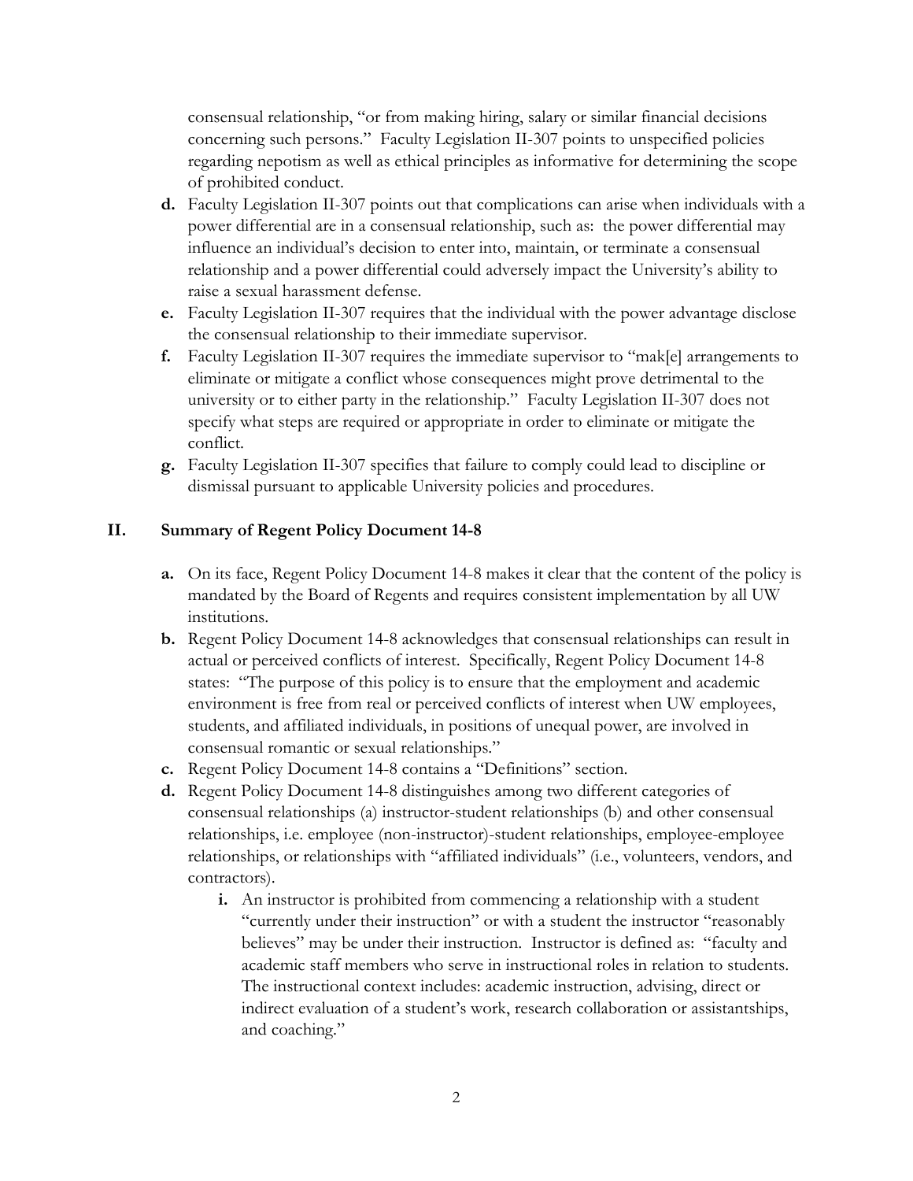consensual relationship, "or from making hiring, salary or similar financial decisions concerning such persons." Faculty Legislation II-307 points to unspecified policies regarding nepotism as well as ethical principles as informative for determining the scope of prohibited conduct.

- **d.** Faculty Legislation II-307 points out that complications can arise when individuals with a power differential are in a consensual relationship, such as: the power differential may influence an individual's decision to enter into, maintain, or terminate a consensual relationship and a power differential could adversely impact the University's ability to raise a sexual harassment defense.
- **e.** Faculty Legislation II-307 requires that the individual with the power advantage disclose the consensual relationship to their immediate supervisor.
- **f.** Faculty Legislation II-307 requires the immediate supervisor to "mak[e] arrangements to eliminate or mitigate a conflict whose consequences might prove detrimental to the university or to either party in the relationship." Faculty Legislation II-307 does not specify what steps are required or appropriate in order to eliminate or mitigate the conflict.
- **g.** Faculty Legislation II-307 specifies that failure to comply could lead to discipline or dismissal pursuant to applicable University policies and procedures.

## II. Summary of Regent Policy Document 14-8

- **a.** On its face, Regent Policy Document 14-8 makes it clear that the content of the policy is mandated by the Board of Regents and requires consistent implementation by all UW institutions.
- **b.** Regent Policy Document 14-8 acknowledges that consensual relationships can result in actual or perceived conflicts of interest. Specifically, Regent Policy Document 14-8 states: "The purpose of this policy is to ensure that the employment and academic environment is free from real or perceived conflicts of interest when UW employees, students, and affiliated individuals, in positions of unequal power, are involved in consensual romantic or sexual relationships."
- **c.** Regent Policy Document 14-8 contains a "Definitions" section.
- **d.** Regent Policy Document 14-8 distinguishes among two different categories of consensual relationships (a) instructor-student relationships (b) and other consensual relationships, i.e. employee (non-instructor)-student relationships, employee-employee relationships, or relationships with "affiliated individuals" (i.e., volunteers, vendors, and contractors).
  - **i.** An instructor is prohibited from commencing a relationship with a student "currently under their instruction" or with a student the instructor "reasonably believes" may be under their instruction. Instructor is defined as: "faculty and academic staff members who serve in instructional roles in relation to students. The instructional context includes: academic instruction, advising, direct or indirect evaluation of a student's work, research collaboration or assistantships, and coaching."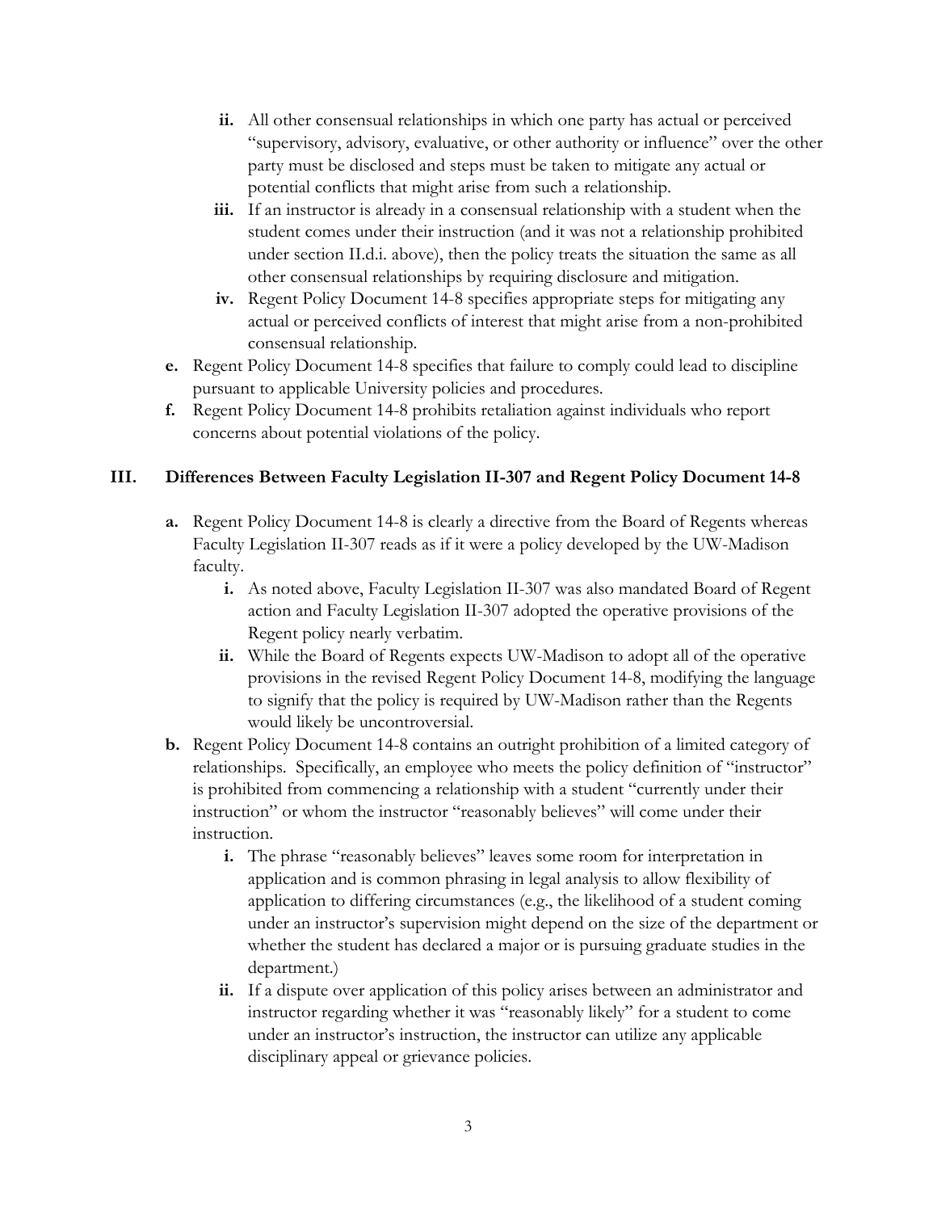- **ii.** All other consensual relationships in which one party has actual or perceived "supervisory, advisory, evaluative, or other authority or influence" over the other party must be disclosed and steps must be taken to mitigate any actual or potential conflicts that might arise from such a relationship.
  - **iii.** If an instructor is already in a consensual relationship with a student when the student comes under their instruction (and it was not a relationship prohibited under section II.d.i. above), then the policy treats the situation the same as all other consensual relationships by requiring disclosure and mitigation.
  - **iv.** Regent Policy Document 14-8 specifies appropriate steps for mitigating any actual or perceived conflicts of interest that might arise from a non-prohibited consensual relationship.
- **e.** Regent Policy Document 14-8 specifies that failure to comply could lead to discipline pursuant to applicable University policies and procedures.
- **f.** Regent Policy Document 14-8 prohibits retaliation against individuals who report concerns about potential violations of the policy.

## III. Differences Between Faculty Legislation II-307 and Regent Policy Document 14-8

- **a.** Regent Policy Document 14-8 is clearly a directive from the Board of Regents whereas Faculty Legislation II-307 reads as if it were a policy developed by the UW-Madison faculty.
  - **i.** As noted above, Faculty Legislation II-307 was also mandated Board of Regent action and Faculty Legislation II-307 adopted the operative provisions of the Regent policy nearly verbatim.
  - **ii.** While the Board of Regents expects UW-Madison to adopt all of the operative provisions in the revised Regent Policy Document 14-8, modifying the language to signify that the policy is required by UW-Madison rather than the Regents would likely be uncontroversial.
- **b.** Regent Policy Document 14-8 contains an outright prohibition of a limited category of relationships. Specifically, an employee who meets the policy definition of "instructor" is prohibited from commencing a relationship with a student "currently under their instruction" or whom the instructor "reasonably believes" will come under their instruction.
  - **i.** The phrase "reasonably believes" leaves some room for interpretation in application and is common phrasing in legal analysis to allow flexibility of application to differing circumstances (e.g., the likelihood of a student coming under an instructor's supervision might depend on the size of the department or whether the student has declared a major or is pursuing graduate studies in the department.)
  - **ii.** If a dispute over application of this policy arises between an administrator and instructor regarding whether it was "reasonably likely" for a student to come under an instructor's instruction, the instructor can utilize any applicable disciplinary appeal or grievance policies.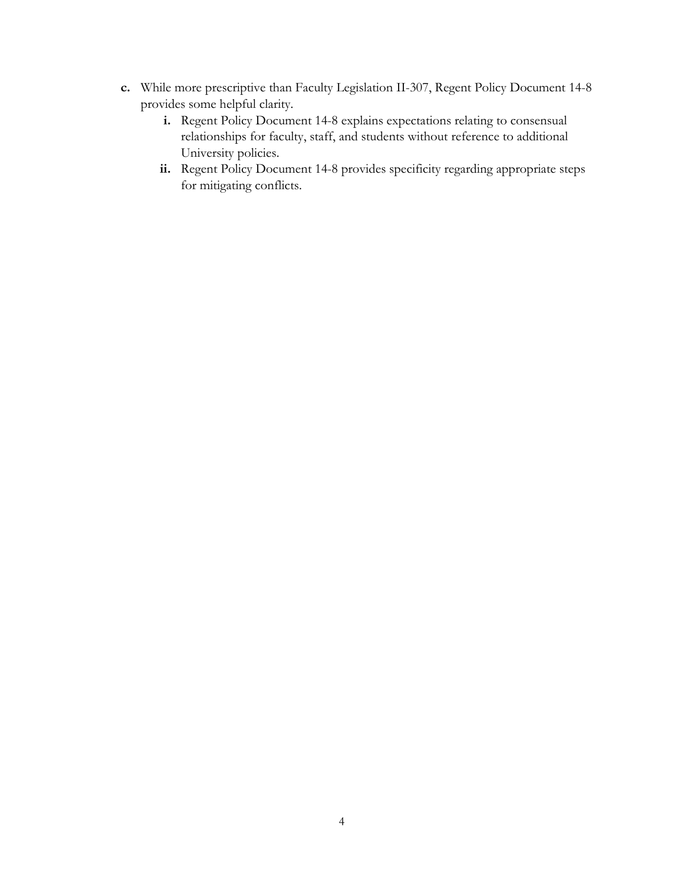**c.** While more prescriptive than Faculty Legislation II-307, Regent Policy Document 14-8 provides some helpful clarity.

   **i.** Regent Policy Document 14-8 explains expectations relating to consensual relationships for faculty, staff, and students without reference to additional University policies.

   **ii.** Regent Policy Document 14-8 provides specificity regarding appropriate steps for mitigating conflicts.